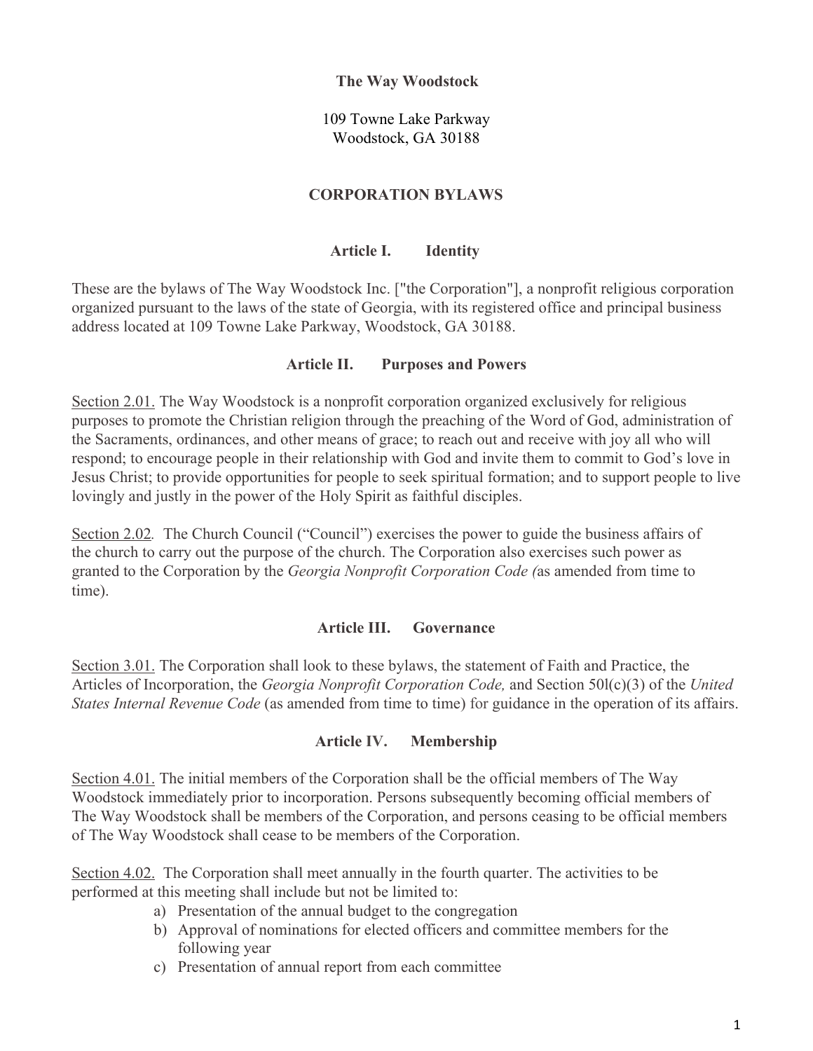**The Way Woodstock**

109 Towne Lake Parkway
Woodstock, GA 30188

# CORPORATION BYLAWS

## Article I. Identity

These are the bylaws of The Way Woodstock Inc. ["the Corporation"], a nonprofit religious corporation organized pursuant to the laws of the state of Georgia, with its registered office and principal business address located at 109 Towne Lake Parkway, Woodstock, GA 30188.

## Article II. Purposes and Powers

<u>Section 2.01.</u> The Way Woodstock is a nonprofit corporation organized exclusively for religious purposes to promote the Christian religion through the preaching of the Word of God, administration of the Sacraments, ordinances, and other means of grace; to reach out and receive with joy all who will respond; to encourage people in their relationship with God and invite them to commit to God's love in Jesus Christ; to provide opportunities for people to seek spiritual formation; and to support people to live lovingly and justly in the power of the Holy Spirit as faithful disciples.

<u>Section 2.02</u>*.* The Church Council ("Council") exercises the power to guide the business affairs of the church to carry out the purpose of the church. The Corporation also exercises such power as granted to the Corporation by the *Georgia Nonprofit Corporation Code (*as amended from time to time).

## Article III. Governance

<u>Section 3.01.</u> The Corporation shall look to these bylaws, the statement of Faith and Practice, the Articles of Incorporation, the *Georgia Nonprofit Corporation Code,* and Section 50l(c)(3) of the *United States Internal Revenue Code* (as amended from time to time) for guidance in the operation of its affairs.

## Article IV. Membership

<u>Section 4.01.</u> The initial members of the Corporation shall be the official members of The Way Woodstock immediately prior to incorporation. Persons subsequently becoming official members of The Way Woodstock shall be members of the Corporation, and persons ceasing to be official members of The Way Woodstock shall cease to be members of the Corporation.

<u>Section 4.02.</u> The Corporation shall meet annually in the fourth quarter. The activities to be performed at this meeting shall include but not be limited to:

a) Presentation of the annual budget to the congregation
b) Approval of nominations for elected officers and committee members for the following year
c) Presentation of annual report from each committee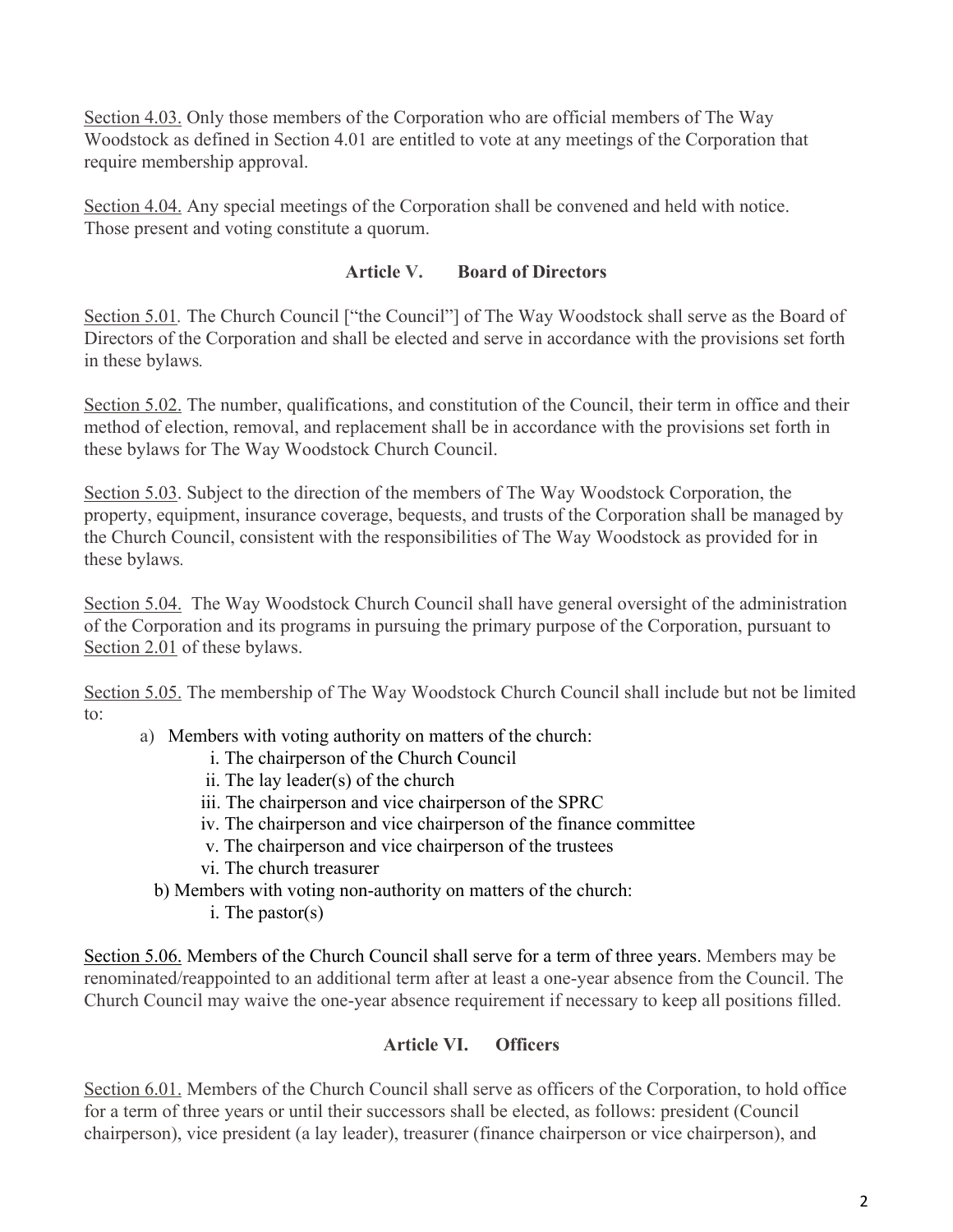Section 4.03. Only those members of the Corporation who are official members of The Way Woodstock as defined in Section 4.01 are entitled to vote at any meetings of the Corporation that require membership approval.

Section 4.04. Any special meetings of the Corporation shall be convened and held with notice. Those present and voting constitute a quorum.

## Article V. Board of Directors

Section 5.01. The Church Council ["the Council"] of The Way Woodstock shall serve as the Board of Directors of the Corporation and shall be elected and serve in accordance with the provisions set forth in these bylaws.

Section 5.02. The number, qualifications, and constitution of the Council, their term in office and their method of election, removal, and replacement shall be in accordance with the provisions set forth in these bylaws for The Way Woodstock Church Council.

Section 5.03. Subject to the direction of the members of The Way Woodstock Corporation, the property, equipment, insurance coverage, bequests, and trusts of the Corporation shall be managed by the Church Council, consistent with the responsibilities of The Way Woodstock as provided for in these bylaws.

Section 5.04. The Way Woodstock Church Council shall have general oversight of the administration of the Corporation and its programs in pursuing the primary purpose of the Corporation, pursuant to Section 2.01 of these bylaws.

Section 5.05. The membership of The Way Woodstock Church Council shall include but not be limited to:

a) Members with voting authority on matters of the church:
   - i. The chairperson of the Church Council
   - ii. The lay leader(s) of the church
   - iii. The chairperson and vice chairperson of the SPRC
   - iv. The chairperson and vice chairperson of the finance committee
   - v. The chairperson and vice chairperson of the trustees
   - vi. The church treasurer

b) Members with voting non-authority on matters of the church:
   - i. The pastor(s)

Section 5.06. Members of the Church Council shall serve for a term of three years. Members may be renominated/reappointed to an additional term after at least a one-year absence from the Council. The Church Council may waive the one-year absence requirement if necessary to keep all positions filled.

## Article VI. Officers

Section 6.01. Members of the Church Council shall serve as officers of the Corporation, to hold office for a term of three years or until their successors shall be elected, as follows: president (Council chairperson), vice president (a lay leader), treasurer (finance chairperson or vice chairperson), and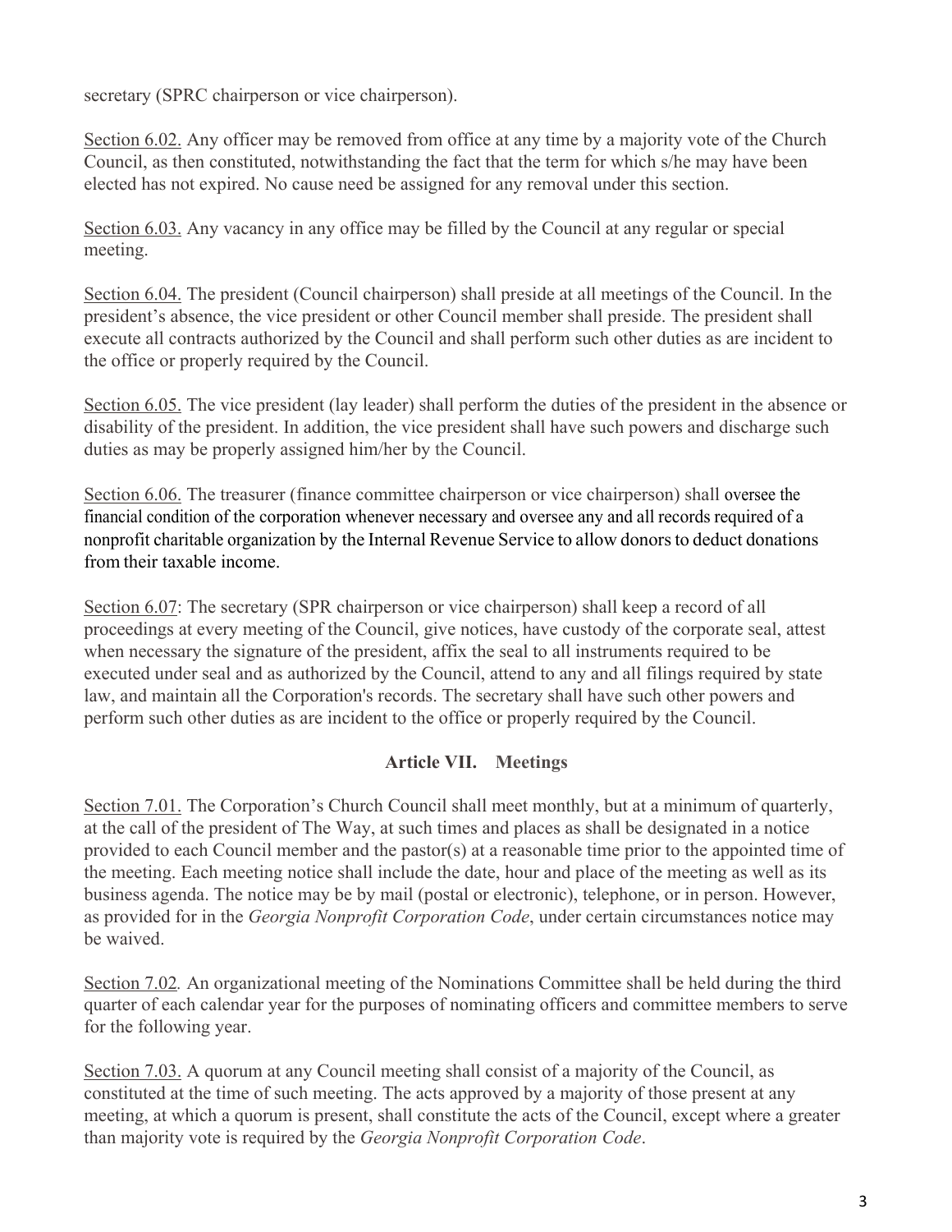secretary (SPRC chairperson or vice chairperson).

Section 6.02. Any officer may be removed from office at any time by a majority vote of the Church Council, as then constituted, notwithstanding the fact that the term for which s/he may have been elected has not expired. No cause need be assigned for any removal under this section.

Section 6.03. Any vacancy in any office may be filled by the Council at any regular or special meeting.

Section 6.04. The president (Council chairperson) shall preside at all meetings of the Council. In the president's absence, the vice president or other Council member shall preside. The president shall execute all contracts authorized by the Council and shall perform such other duties as are incident to the office or properly required by the Council.

Section 6.05. The vice president (lay leader) shall perform the duties of the president in the absence or disability of the president. In addition, the vice president shall have such powers and discharge such duties as may be properly assigned him/her by the Council.

Section 6.06. The treasurer (finance committee chairperson or vice chairperson) shall oversee the financial condition of the corporation whenever necessary and oversee any and all records required of a nonprofit charitable organization by the Internal Revenue Service to allow donors to deduct donations from their taxable income.

Section 6.07: The secretary (SPR chairperson or vice chairperson) shall keep a record of all proceedings at every meeting of the Council, give notices, have custody of the corporate seal, attest when necessary the signature of the president, affix the seal to all instruments required to be executed under seal and as authorized by the Council, attend to any and all filings required by state law, and maintain all the Corporation's records. The secretary shall have such other powers and perform such other duties as are incident to the office or properly required by the Council.

## Article VII. Meetings

Section 7.01. The Corporation's Church Council shall meet monthly, but at a minimum of quarterly, at the call of the president of The Way, at such times and places as shall be designated in a notice provided to each Council member and the pastor(s) at a reasonable time prior to the appointed time of the meeting. Each meeting notice shall include the date, hour and place of the meeting as well as its business agenda. The notice may be by mail (postal or electronic), telephone, or in person. However, as provided for in the *Georgia Nonprofit Corporation Code*, under certain circumstances notice may be waived.

Section 7.02*.* An organizational meeting of the Nominations Committee shall be held during the third quarter of each calendar year for the purposes of nominating officers and committee members to serve for the following year.

Section 7.03. A quorum at any Council meeting shall consist of a majority of the Council, as constituted at the time of such meeting. The acts approved by a majority of those present at any meeting, at which a quorum is present, shall constitute the acts of the Council, except where a greater than majority vote is required by the *Georgia Nonprofit Corporation Code*.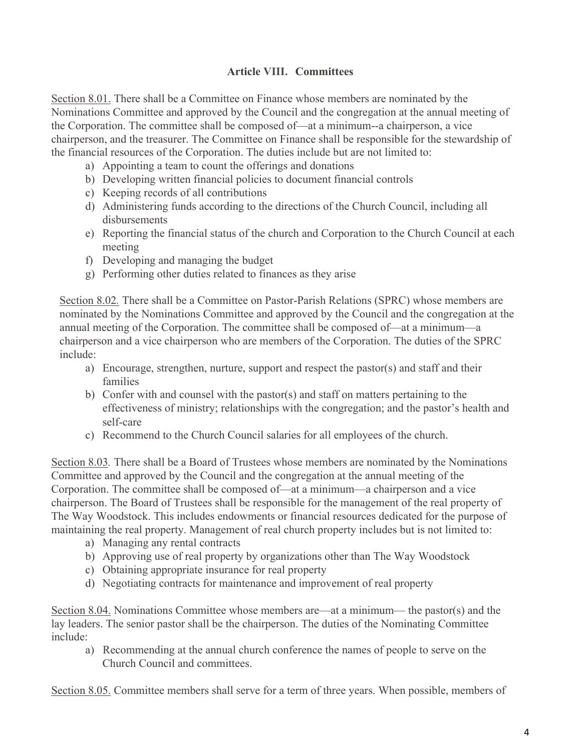## Article VIII. Committees

Section 8.01. There shall be a Committee on Finance whose members are nominated by the Nominations Committee and approved by the Council and the congregation at the annual meeting of the Corporation. The committee shall be composed of—at a minimum--a chairperson, a vice chairperson, and the treasurer. The Committee on Finance shall be responsible for the stewardship of the financial resources of the Corporation. The duties include but are not limited to:

a) Appointing a team to count the offerings and donations
b) Developing written financial policies to document financial controls
c) Keeping records of all contributions
d) Administering funds according to the directions of the Church Council, including all disbursements
e) Reporting the financial status of the church and Corporation to the Church Council at each meeting
f) Developing and managing the budget
g) Performing other duties related to finances as they arise

Section 8.02. There shall be a Committee on Pastor-Parish Relations (SPRC) whose members are nominated by the Nominations Committee and approved by the Council and the congregation at the annual meeting of the Corporation. The committee shall be composed of—at a minimum—a chairperson and a vice chairperson who are members of the Corporation. The duties of the SPRC include:

a) Encourage, strengthen, nurture, support and respect the pastor(s) and staff and their families
b) Confer with and counsel with the pastor(s) and staff on matters pertaining to the effectiveness of ministry; relationships with the congregation; and the pastor's health and self-care
c) Recommend to the Church Council salaries for all employees of the church.

Section 8.03. There shall be a Board of Trustees whose members are nominated by the Nominations Committee and approved by the Council and the congregation at the annual meeting of the Corporation. The committee shall be composed of—at a minimum—a chairperson and a vice chairperson. The Board of Trustees shall be responsible for the management of the real property of The Way Woodstock. This includes endowments or financial resources dedicated for the purpose of maintaining the real property. Management of real church property includes but is not limited to:

a) Managing any rental contracts
b) Approving use of real property by organizations other than The Way Woodstock
c) Obtaining appropriate insurance for real property
d) Negotiating contracts for maintenance and improvement of real property

Section 8.04. Nominations Committee whose members are—at a minimum— the pastor(s) and the lay leaders. The senior pastor shall be the chairperson. The duties of the Nominating Committee include:

a) Recommending at the annual church conference the names of people to serve on the Church Council and committees.

Section 8.05. Committee members shall serve for a term of three years. When possible, members of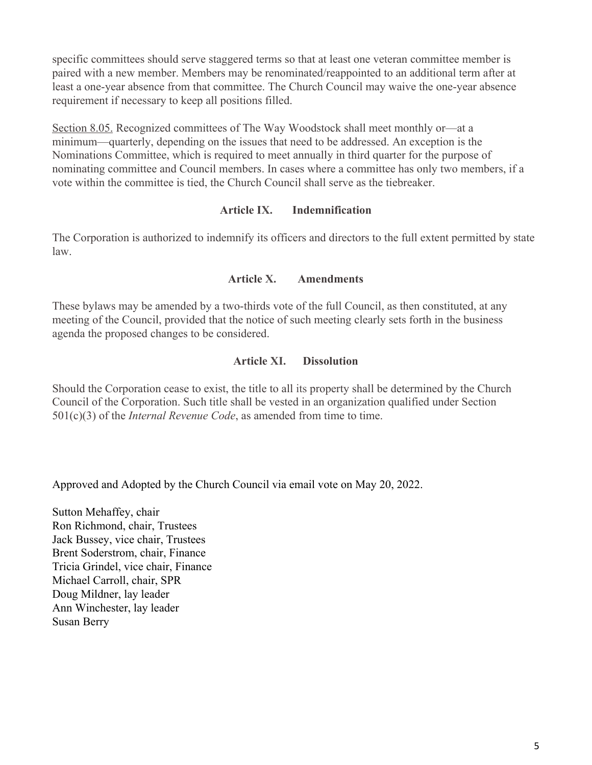specific committees should serve staggered terms so that at least one veteran committee member is paired with a new member. Members may be renominated/reappointed to an additional term after at least a one-year absence from that committee. The Church Council may waive the one-year absence requirement if necessary to keep all positions filled.

Section 8.05. Recognized committees of The Way Woodstock shall meet monthly or—at a minimum—quarterly, depending on the issues that need to be addressed. An exception is the Nominations Committee, which is required to meet annually in third quarter for the purpose of nominating committee and Council members. In cases where a committee has only two members, if a vote within the committee is tied, the Church Council shall serve as the tiebreaker.

## Article IX. Indemnification

The Corporation is authorized to indemnify its officers and directors to the full extent permitted by state law.

## Article X. Amendments

These bylaws may be amended by a two-thirds vote of the full Council, as then constituted, at any meeting of the Council, provided that the notice of such meeting clearly sets forth in the business agenda the proposed changes to be considered.

## Article XI. Dissolution

Should the Corporation cease to exist, the title to all its property shall be determined by the Church Council of the Corporation. Such title shall be vested in an organization qualified under Section 501(c)(3) of the *Internal Revenue Code*, as amended from time to time.

Approved and Adopted by the Church Council via email vote on May 20, 2022.

Sutton Mehaffey, chair  
Ron Richmond, chair, Trustees  
Jack Bussey, vice chair, Trustees  
Brent Soderstrom, chair, Finance  
Tricia Grindel, vice chair, Finance  
Michael Carroll, chair, SPR  
Doug Mildner, lay leader  
Ann Winchester, lay leader  
Susan Berry